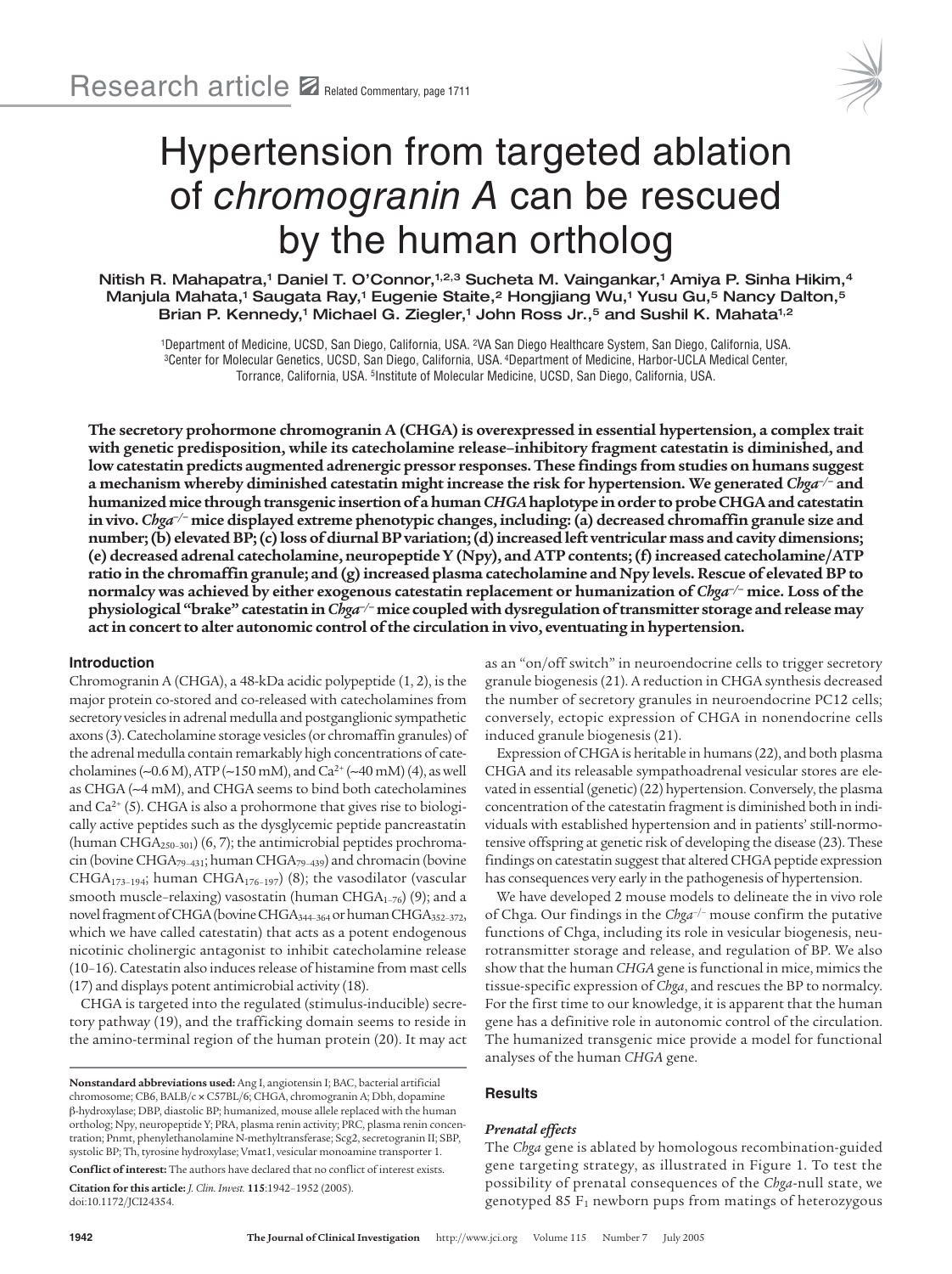Research article Related Commentary, page 1711

# Hypertension from targeted ablation of *chromogranin A* can be rescued by the human ortholog

Nitish R. Mahapatra,[1] Daniel T. O'Connor,[1,2,3] Sucheta M. Vaingankar,[1] Amiya P. Sinha Hikim,[4] Manjula Mahata,[1] Saugata Ray,[1] Eugenie Staite,[2] Hongjiang Wu,[1] Yusu Gu,[5] Nancy Dalton,[5] Brian P. Kennedy,[1] Michael G. Ziegler,[1] John Ross Jr.,[5] and Sushil K. Mahata[1,2]

[1]Department of Medicine, UCSD, San Diego, California, USA. [2]VA San Diego Healthcare System, San Diego, California, USA. [3]Center for Molecular Genetics, UCSD, San Diego, California, USA. [4]Department of Medicine, Harbor-UCLA Medical Center, Torrance, California, USA. [5]Institute of Molecular Medicine, UCSD, San Diego, California, USA.

**The secretory prohormone chromogranin A (CHGA) is overexpressed in essential hypertension, a complex trait with genetic predisposition, while its catecholamine release–inhibitory fragment catestatin is diminished, and low catestatin predicts augmented adrenergic pressor responses. These findings from studies on humans suggest a mechanism whereby diminished catestatin might increase the risk for hypertension. We generated *Chga*$^{-/-}$ and humanized mice through transgenic insertion of a human *CHGA* haplotype in order to probe CHGA and catestatin in vivo. *Chga*$^{-/-}$ mice displayed extreme phenotypic changes, including: (a) decreased chromaffin granule size and number; (b) elevated BP; (c) loss of diurnal BP variation; (d) increased left ventricular mass and cavity dimensions; (e) decreased adrenal catecholamine, neuropeptide Y (Npy), and ATP contents; (f) increased catecholamine/ATP ratio in the chromaffin granule; and (g) increased plasma catecholamine and Npy levels. Rescue of elevated BP to normalcy was achieved by either exogenous catestatin replacement or humanization of *Chga*$^{-/-}$ mice. Loss of the physiological "brake" catestatin in *Chga*$^{-/-}$ mice coupled with dysregulation of transmitter storage and release may act in concert to alter autonomic control of the circulation in vivo, eventuating in hypertension.**

## Introduction

Chromogranin A (CHGA), a 48-kDa acidic polypeptide (1, 2), is the major protein co-stored and co-released with catecholamines from secretory vesicles in adrenal medulla and postganglionic sympathetic axons (3). Catecholamine storage vesicles (or chromaffin granules) of the adrenal medulla contain remarkably high concentrations of catecholamines (~0.6 M), ATP (~150 mM), and $Ca^{2+}$ (~40 mM) (4), as well as CHGA (~4 mM), and CHGA seems to bind both catecholamines and $Ca^{2+}$ (5). CHGA is also a prohormone that gives rise to biologically active peptides such as the dysglycemic peptide pancreastatin (human $CHGA_{250–301}$) (6, 7); the antimicrobial peptides prochromacin (bovine $CHGA_{79–431}$; human $CHGA_{79–439}$) and chromacin (bovine $CHGA_{173–194}$; human $CHGA_{176–197}$) (8); the vasodilator (vascular smooth muscle–relaxing) vasostatin (human $CHGA_{1–76}$) (9); and a novel fragment of CHGA (bovine $CHGA_{344–364}$ or human $CHGA_{352–372}$, which we have called catestatin) that acts as a potent endogenous nicotinic cholinergic antagonist to inhibit catecholamine release (10–16). Catestatin also induces release of histamine from mast cells (17) and displays potent antimicrobial activity (18).

CHGA is targeted into the regulated (stimulus-inducible) secretory pathway (19), and the trafficking domain seems to reside in the amino-terminal region of the human protein (20). It may act as an "on/off switch" in neuroendocrine cells to trigger secretory granule biogenesis (21). A reduction in CHGA synthesis decreased the number of secretory granules in neuroendocrine PC12 cells; conversely, ectopic expression of CHGA in nonendocrine cells induced granule biogenesis (21).

Expression of CHGA is heritable in humans (22), and both plasma CHGA and its releasable sympathoadrenal vesicular stores are elevated in essential (genetic) (22) hypertension. Conversely, the plasma concentration of the catestatin fragment is diminished both in individuals with established hypertension and in patients' still-normotensive offspring at genetic risk of developing the disease (23). These findings on catestatin suggest that altered CHGA peptide expression has consequences very early in the pathogenesis of hypertension.

We have developed 2 mouse models to delineate the in vivo role of Chga. Our findings in the *Chga*$^{-/-}$ mouse confirm the putative functions of Chga, including its role in vesicular biogenesis, neurotransmitter storage and release, and regulation of BP. We also show that the human *CHGA* gene is functional in mice, mimics the tissue-specific expression of *Chga*, and rescues the BP to normalcy. For the first time to our knowledge, it is apparent that the human gene has a definitive role in autonomic control of the circulation. The humanized transgenic mice provide a model for functional analyses of the human *CHGA* gene.

## Results

### *Prenatal effects*

The *Chga* gene is ablated by homologous recombination-guided gene targeting strategy, as illustrated in Figure 1. To test the possibility of prenatal consequences of the *Chga*-null state, we genotyped 85 $F_1$ newborn pups from matings of heterozygous

**Nonstandard abbreviations used:** Ang I, angiotensin I; BAC, bacterial artificial chromosome; CB6, BALB/c × C57BL/6; CHGA, chromogranin A; Dbh, dopamine β-hydroxylase; DBP, diastolic BP; humanized, mouse allele replaced with the human ortholog; Npy, neuropeptide Y; PRA, plasma renin activity; PRC, plasma renin concentration; Pnmt, phenylethanolamine N-methyltransferase; Scg2, secretogranin II; SBP, systolic BP; Th, tyrosine hydroxylase; Vmat1, vesicular monoamine transporter 1.

**Conflict of interest:** The authors have declared that no conflict of interest exists.

**Citation for this article:** *J. Clin. Invest.* **115**:1942–1952 (2005). doi:10.1172/JCI24354.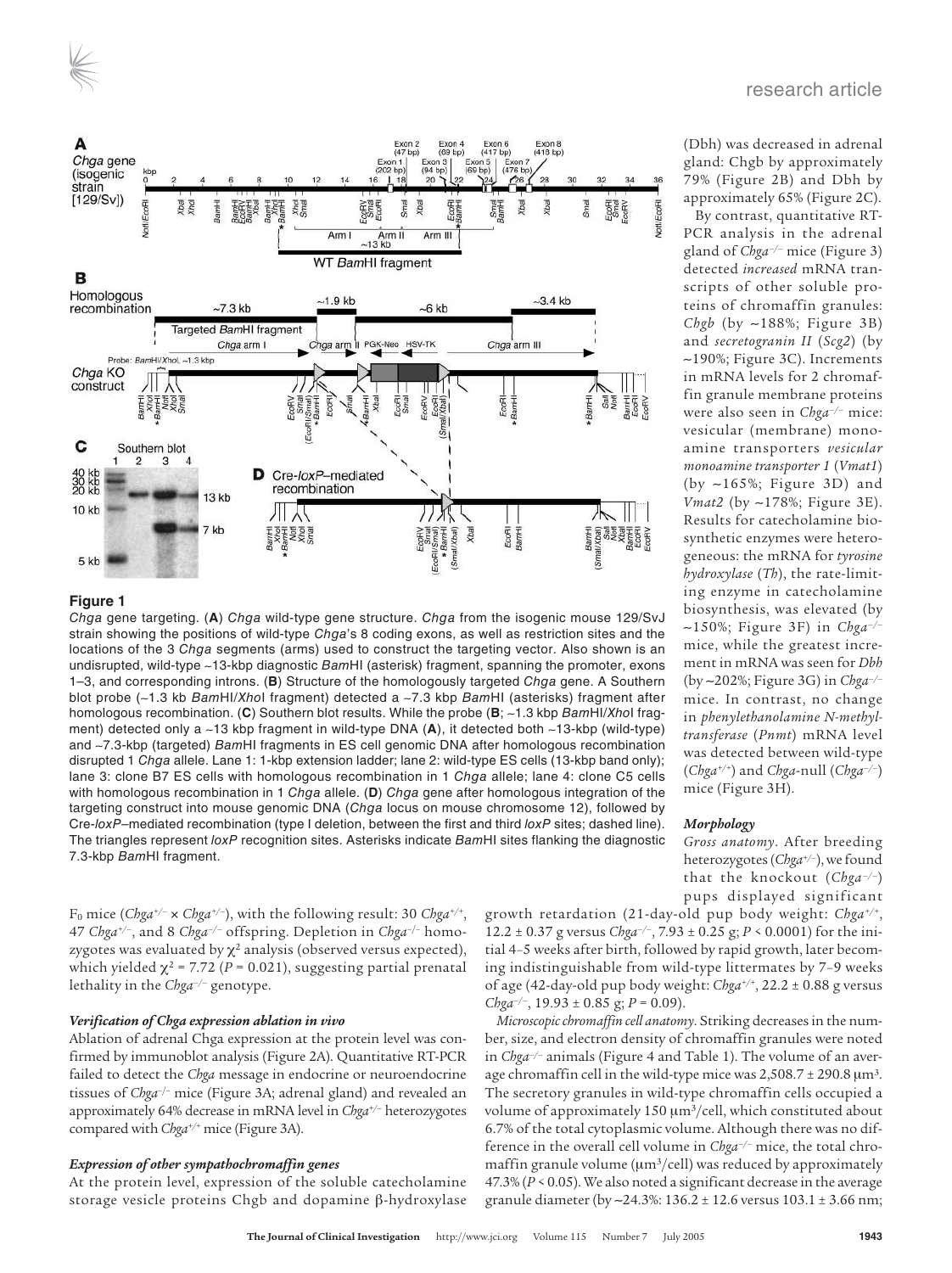**Figure 1**

*Chga* gene targeting. (**A**) *Chga* wild-type gene structure. *Chga* from the isogenic mouse 129/SvJ strain showing the positions of wild-type *Chga*'s 8 coding exons, as well as restriction sites and the locations of the 3 *Chga* segments (arms) used to construct the targeting vector. Also shown is an undisrupted, wild-type ~13-kbp diagnostic *Bam*HI (asterisk) fragment, spanning the promoter, exons 1–3, and corresponding introns. (**B**) Structure of the homologously targeted *Chga* gene. A Southern blot probe (~1.3 kb *Bam*HI/*Xho*I fragment) detected a ~7.3 kbp *Bam*HI (asterisks) fragment after homologous recombination. (**C**) Southern blot results. While the probe (**B**; ~1.3 kbp *Bam*HI/*Xho*I fragment) detected only a ~13 kbp fragment in wild-type DNA (**A**), it detected both ~13-kbp (wild-type) and ~7.3-kbp (targeted) *Bam*HI fragments in ES cell genomic DNA after homologous recombination disrupted 1 *Chga* allele. Lane 1: 1-kbp extension ladder; lane 2: wild-type ES cells (13-kbp band only); lane 3: clone B7 ES cells with homologous recombination in 1 *Chga* allele; lane 4: clone C5 cells with homologous recombination in 1 *Chga* allele. (**D**) *Chga* gene after homologous integration of the targeting construct into mouse genomic DNA (*Chga* locus on mouse chromosome 12), followed by Cre-*loxP*–mediated recombination (type I deletion, between the first and third *loxP* sites; dashed line). The triangles represent *loxP* recognition sites. Asterisks indicate *Bam*HI sites flanking the diagnostic 7.3-kbp *Bam*HI fragment.

$F_0$ mice (*Chga*$^{+/-}$ × *Chga*$^{+/-}$), with the following result: 30 *Chga*$^{+/+}$, 47 *Chga*$^{+/-}$, and 8 *Chga*$^{-/-}$ offspring. Depletion in *Chga*$^{-/-}$ homozygotes was evaluated by $\chi^2$ analysis (observed versus expected), which yielded $\chi^2 = 7.72$ ($P = 0.021$), suggesting partial prenatal lethality in the *Chga*$^{-/-}$ genotype.

### *Verification of Chga expression ablation in vivo*

Ablation of adrenal Chga expression at the protein level was confirmed by immunoblot analysis (Figure 2A). Quantitative RT-PCR failed to detect the *Chga* message in endocrine or neuroendocrine tissues of *Chga*$^{-/-}$ mice (Figure 3A; adrenal gland) and revealed an approximately 64% decrease in mRNA level in *Chga*$^{+/-}$ heterozygotes compared with *Chga*$^{+/+}$ mice (Figure 3A).

### *Expression of other sympathochromaffin genes*

At the protein level, expression of the soluble catecholamine storage vesicle proteins Chgb and dopamine β-hydroxylase (Dbh) was decreased in adrenal gland: Chgb by approximately 79% (Figure 2B) and Dbh by approximately 65% (Figure 2C).

By contrast, quantitative RT-PCR analysis in the adrenal gland of *Chga*$^{-/-}$ mice (Figure 3) detected *increased* mRNA transcripts of other soluble proteins of chromaffin granules: *Chgb* (by ~188%; Figure 3B) and *secretogranin II* (*Scg2*) (by ~190%; Figure 3C). Increments in mRNA levels for 2 chromaffin granule membrane proteins were also seen in *Chga*$^{-/-}$ mice: vesicular (membrane) monoamine transporters *vesicular monoamine transporter 1* (*Vmat1*) (by ~165%; Figure 3D) and *Vmat2* (by ~178%; Figure 3E). Results for catecholamine biosynthetic enzymes were heterogeneous: the mRNA for *tyrosine hydroxylase* (*Th*), the rate-limiting enzyme in catecholamine biosynthesis, was elevated (by ~150%; Figure 3F) in *Chga*$^{-/-}$ mice, while the greatest increment in mRNA was seen for *Dbh* (by ~202%; Figure 3G) in *Chga*$^{-/-}$ mice. In contrast, no change in *phenylethanolamine N-methyltransferase* (*Pnmt*) mRNA level was detected between wild-type (*Chga*$^{+/+}$) and *Chga*-null (*Chga*$^{-/-}$) mice (Figure 3H).

### *Morphology*

*Gross anatomy*. After breeding heterozygotes (*Chga*$^{+/-}$), we found that the knockout (*Chga*$^{-/-}$) pups displayed significant growth retardation (21-day-old pup body weight: *Chga*$^{+/+}$, 12.2 ± 0.37 g versus *Chga*$^{-/-}$, 7.93 ± 0.25 g; $P < 0.0001$) for the initial 4–5 weeks after birth, followed by rapid growth, later becoming indistinguishable from wild-type littermates by 7–9 weeks of age (42-day-old pup body weight: *Chga*$^{+/+}$, 22.2 ± 0.88 g versus *Chga*$^{-/-}$, 19.93 ± 0.85 g; $P = 0.09$).

*Microscopic chromaffin cell anatomy*. Striking decreases in the number, size, and electron density of chromaffin granules were noted in *Chga*$^{-/-}$ animals (Figure 4 and Table 1). The volume of an average chromaffin cell in the wild-type mice was 2,508.7 ± 290.8 μm³. The secretory granules in wild-type chromaffin cells occupied a volume of approximately 150 μm³/cell, which constituted about 6.7% of the total cytoplasmic volume. Although there was no difference in the overall cell volume in *Chga*$^{-/-}$ mice, the total chromaffin granule volume (μm³/cell) was reduced by approximately 47.3% ($P < 0.05$). We also noted a significant decrease in the average granule diameter (by ~24.3%: 136.2 ± 12.6 versus 103.1 ± 3.66 nm;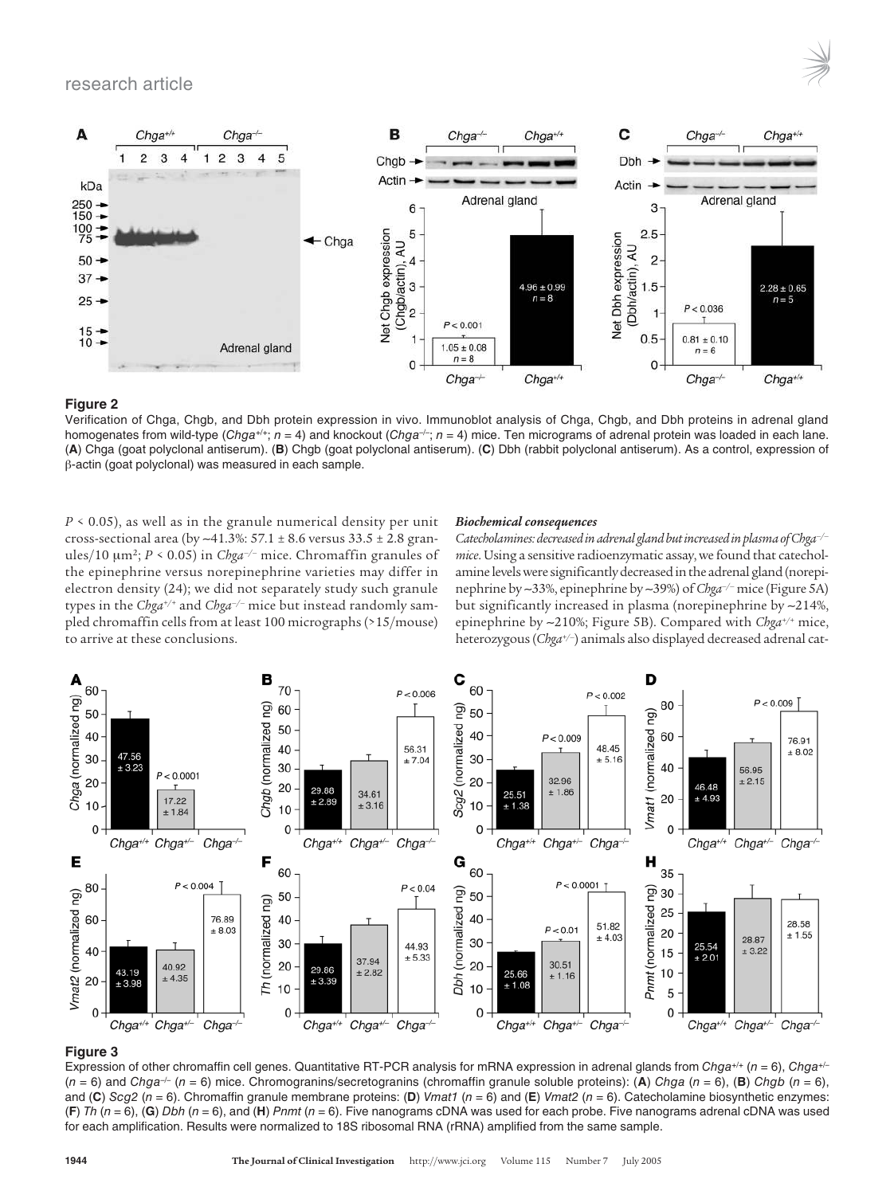**Figure 2**

Verification of Chga, Chgb, and Dbh protein expression in vivo. Immunoblot analysis of Chga, Chgb, and Dbh proteins in adrenal gland homogenates from wild-type (*Chga*$^{+/+}$; $n = 4$) and knockout (*Chga*$^{-/-}$; $n = 4$) mice. Ten micrograms of adrenal protein was loaded in each lane. (**A**) Chga (goat polyclonal antiserum). (**B**) Chgb (goat polyclonal antiserum). (**C**) Dbh (rabbit polyclonal antiserum). As a control, expression of β-actin (goat polyclonal) was measured in each sample.

$P < 0.05$), as well as in the granule numerical density per unit cross-sectional area (by ~41.3%: 57.1 ± 8.6 versus 33.5 ± 2.8 granules/10 μm$^2$; $P < 0.05$) in *Chga*$^{-/-}$ mice. Chromaffin granules of the epinephrine versus norepinephrine varieties may differ in electron density (24); we did not separately study such granule types in the *Chga*$^{+/+}$ and *Chga*$^{-/-}$ mice but instead randomly sampled chromaffin cells from at least 100 micrographs (>15/mouse) to arrive at these conclusions.

### *Biochemical consequences*

*Catecholamines: decreased in adrenal gland but increased in plasma of Chga*$^{-/-}$ *mice.* Using a sensitive radioenzymatic assay, we found that catecholamine levels were significantly decreased in the adrenal gland (norepinephrine by ~33%, epinephrine by ~39%) of *Chga*$^{-/-}$ mice (Figure 5A) but significantly increased in plasma (norepinephrine by ~214%, epinephrine by ~210%; Figure 5B). Compared with *Chga*$^{+/+}$ mice, heterozygous (*Chga*$^{+/-}$) animals also displayed decreased adrenal cat-

**Figure 3**

Expression of other chromaffin cell genes. Quantitative RT-PCR analysis for mRNA expression in adrenal glands from *Chga*$^{+/+}$ ($n = 6$), *Chga*$^{+/-}$ ($n = 6$) and *Chga*$^{-/-}$ ($n = 6$) mice. Chromogranins/secretogranins (chromaffin granule soluble proteins): (**A**) *Chga* ($n = 6$), (**B**) *Chgb* ($n = 6$), and (**C**) *Scg2* ($n = 6$). Chromaffin granule membrane proteins: (**D**) *Vmat1* ($n = 6$) and (**E**) *Vmat2* ($n = 6$). Catecholamine biosynthetic enzymes: (**F**) *Th* ($n = 6$), (**G**) *Dbh* ($n = 6$), and (**H**) *Pnmt* ($n = 6$). Five nanograms cDNA was used for each probe. Five nanograms adrenal cDNA was used for each amplification. Results were normalized to 18S ribosomal RNA (rRNA) amplified from the same sample.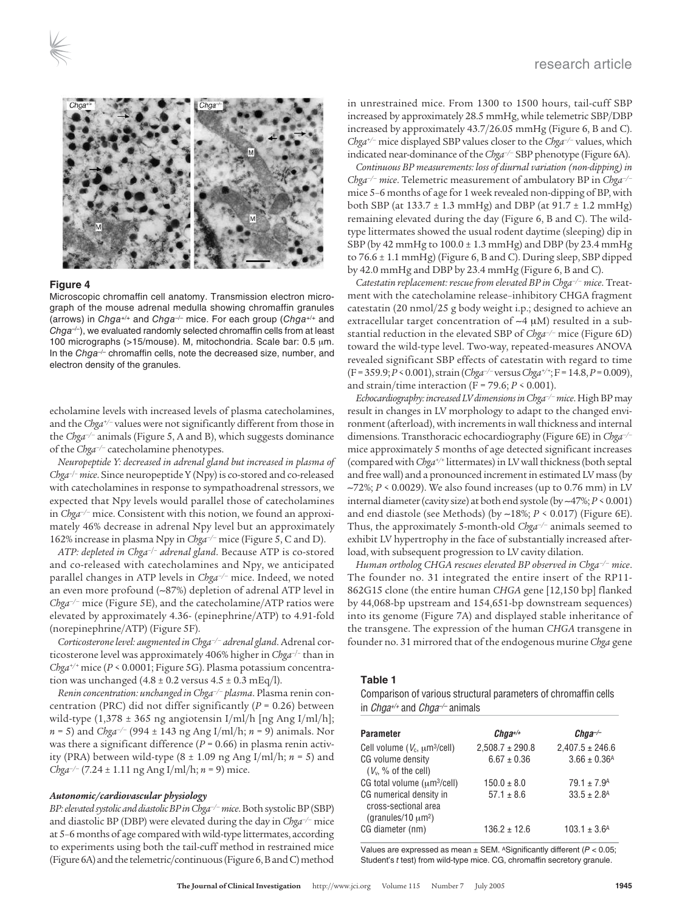**Figure 4**

Microscopic chromaffin cell anatomy. Transmission electron micrograph of the mouse adrenal medulla showing chromaffin granules (arrows) in *Chga*$^{+/+}$ and *Chga*$^{-/-}$ mice. For each group (*Chga*$^{+/+}$ and *Chga*$^{-/-}$), we evaluated randomly selected chromaffin cells from at least 100 micrographs (>15/mouse). M, mitochondria. Scale bar: 0.5 μm. In the *Chga*$^{-/-}$ chromaffin cells, note the decreased size, number, and electron density of the granules.

echolamine levels with increased levels of plasma catecholamines, and the *Chga*$^{+/-}$ values were not significantly different from those in the *Chga*$^{-/-}$ animals (Figure 5, A and B), which suggests dominance of the *Chga*$^{-/-}$ catecholamine phenotypes.

*Neuropeptide Y: decreased in adrenal gland but increased in plasma of Chga*$^{-/-}$ *mice.* Since neuropeptide Y (Npy) is co-stored and co-released with catecholamines in response to sympathoadrenal stressors, we expected that Npy levels would parallel those of catecholamines in *Chga*$^{-/-}$ mice. Consistent with this notion, we found an approximately 46% decrease in adrenal Npy level but an approximately 162% increase in plasma Npy in *Chga*$^{-/-}$ mice (Figure 5, C and D).

*ATP: depleted in Chga*$^{-/-}$ *adrenal gland.* Because ATP is co-stored and co-released with catecholamines and Npy, we anticipated parallel changes in ATP levels in *Chga*$^{-/-}$ mice. Indeed, we noted an even more profound (~87%) depletion of adrenal ATP level in *Chga*$^{-/-}$ mice (Figure 5E), and the catecholamine/ATP ratios were elevated by approximately 4.36- (epinephrine/ATP) to 4.91-fold (norepinephrine/ATP) (Figure 5F).

*Corticosterone level: augmented in Chga*$^{-/-}$ *adrenal gland.* Adrenal corticosterone level was approximately 406% higher in *Chga*$^{-/-}$ than in *Chga*$^{+/+}$ mice ($P < 0.0001$; Figure 5G). Plasma potassium concentration was unchanged (4.8 ± 0.2 versus 4.5 ± 0.3 mEq/l).

*Renin concentration: unchanged in Chga*$^{-/-}$ *plasma.* Plasma renin concentration (PRC) did not differ significantly ($P = 0.26$) between wild-type (1,378 ± 365 ng angiotensin I/ml/h [ng Ang I/ml/h]; $n = 5$) and *Chga*$^{-/-}$ (994 ± 143 ng Ang I/ml/h; $n = 9$) animals. Nor was there a significant difference ($P = 0.66$) in plasma renin activity (PRA) between wild-type (8 ± 1.09 ng Ang I/ml/h; $n = 5$) and *Chga*$^{-/-}$ (7.24 ± 1.11 ng Ang I/ml/h; $n = 9$) mice.

### *Autonomic/cardiovascular physiology*

*BP: elevated systolic and diastolic BP in Chga*$^{-/-}$ *mice.* Both systolic BP (SBP) and diastolic BP (DBP) were elevated during the day in *Chga*$^{-/-}$ mice at 5–6 months of age compared with wild-type littermates, according to experiments using both the tail-cuff method in restrained mice (Figure 6A) and the telemetric/continuous (Figure 6, B and C) method in unrestrained mice. From 1300 to 1500 hours, tail-cuff SBP increased by approximately 28.5 mmHg, while telemetric SBP/DBP increased by approximately 43.7/26.05 mmHg (Figure 6, B and C). *Chga*$^{+/-}$ mice displayed SBP values closer to the *Chga*$^{-/-}$ values, which indicated near-dominance of the *Chga*$^{-/-}$ SBP phenotype (Figure 6A).

*Continuous BP measurements: loss of diurnal variation (non-dipping) in Chga*$^{-/-}$ *mice.* Telemetric measurement of ambulatory BP in *Chga*$^{-/-}$ mice 5–6 months of age for 1 week revealed non-dipping of BP, with both SBP (at 133.7 ± 1.3 mmHg) and DBP (at 91.7 ± 1.2 mmHg) remaining elevated during the day (Figure 6, B and C). The wild-type littermates showed the usual rodent daytime (sleeping) dip in SBP (by 42 mmHg to 100.0 ± 1.3 mmHg) and DBP (by 23.4 mmHg to 76.6 ± 1.1 mmHg) (Figure 6, B and C). During sleep, SBP dipped by 42.0 mmHg and DBP by 23.4 mmHg (Figure 6, B and C).

*Catestatin replacement: rescue from elevated BP in Chga*$^{-/-}$ *mice.* Treatment with the catecholamine release–inhibitory CHGA fragment catestatin (20 nmol/25 g body weight i.p.; designed to achieve an extracellular target concentration of ~4 μM) resulted in a substantial reduction in the elevated SBP of *Chga*$^{-/-}$ mice (Figure 6D) toward the wild-type level. Two-way, repeated-measures ANOVA revealed significant SBP effects of catestatin with regard to time ($F = 359.9$; $P < 0.001$), strain (*Chga*$^{-/-}$ versus *Chga*$^{+/+}$; $F = 14.8$, $P = 0.009$), and strain/time interaction ($F = 79.6$; $P < 0.001$).

*Echocardiography: increased LV dimensions in Chga*$^{-/-}$ *mice.* High BP may result in changes in LV morphology to adapt to the changed environment (afterload), with increments in wall thickness and internal dimensions. Transthoracic echocardiography (Figure 6E) in *Chga*$^{-/-}$ mice approximately 5 months of age detected significant increases (compared with *Chga*$^{+/+}$ littermates) in LV wall thickness (both septal and free wall) and a pronounced increment in estimated LV mass (by ~72%; $P < 0.0029$). We also found increases (up to 0.76 mm) in LV internal diameter (cavity size) at both end systole (by ~47%; $P < 0.001$) and end diastole (see Methods) (by ~18%; $P < 0.017$) (Figure 6E). Thus, the approximately 5-month-old *Chga*$^{-/-}$ animals seemed to exhibit LV hypertrophy in the face of substantially increased afterload, with subsequent progression to LV cavity dilation.

*Human ortholog CHGA rescues elevated BP observed in Chga*$^{-/-}$ *mice.* The founder no. 31 integrated the entire insert of the RP11-862G15 clone (the entire human *CHGA* gene [12,150 bp] flanked by 44,068-bp upstream and 154,651-bp downstream sequences) into its genome (Figure 7A) and displayed stable inheritance of the transgene. The expression of the human *CHGA* transgene in founder no. 31 mirrored that of the endogenous murine *Chga* gene

**Table 1**

Comparison of various structural parameters of chromaffin cells in *Chga*$^{+/+}$ and *Chga*$^{-/-}$ animals

| Parameter | *Chga*$^{+/+}$ | *Chga*$^{-/-}$ |
|---|---|---|
| Cell volume ($V_c$, μm$^3$/cell) | 2,508.7 ± 290.8 | 2,407.5 ± 246.6 |
| CG volume density ($V_v$, % of the cell) | 6.67 ± 0.36 | 3.66 ± 0.36[A] |
| CG total volume (μm$^3$/cell) | 150.0 ± 8.0 | 79.1 ± 7.9[A] |
| CG numerical density in cross-sectional area (granules/10 μm$^2$) | 57.1 ± 8.6 | 33.5 ± 2.8[A] |
| CG diameter (nm) | 136.2 ± 12.6 | 103.1 ± 3.6[A] |

Values are expressed as mean ± SEM. [A]Significantly different ($P < 0.05$; Student's *t* test) from wild-type mice. CG, chromaffin secretory granule.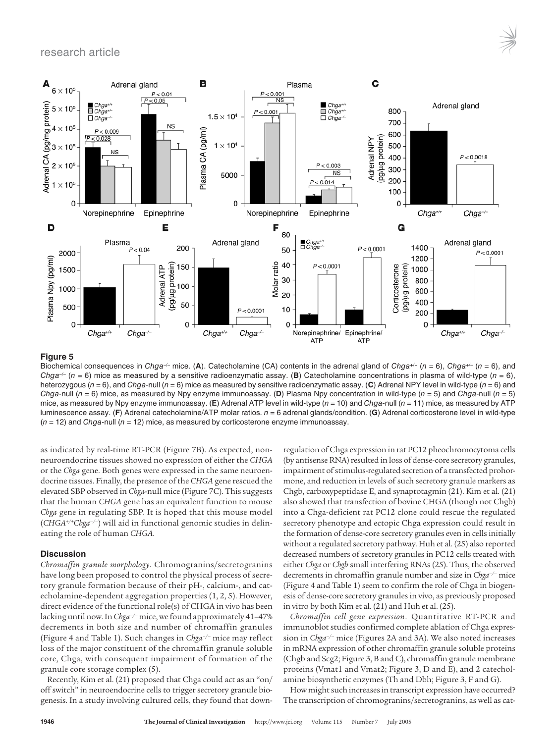**Figure 5**

Biochemical consequences in *Chga*$^{-/-}$ mice. (**A**). Catecholamine (CA) contents in the adrenal gland of *Chga*$^{+/+}$ ($n$ = 6), *Chga*$^{+/-}$ ($n$ = 6), and *Chga*$^{-/-}$ ($n$ = 6) mice as measured by a sensitive radioenzymatic assay. (**B**) Catecholamine concentrations in plasma of wild-type ($n$ = 6), heterozygous ($n$ = 6), and *Chga*-null ($n$ = 6) mice as measured by sensitive radioenzymatic assay. (**C**) Adrenal NPY level in wild-type ($n$ = 6) and *Chga*-null ($n$ = 6) mice, as measured by Npy enzyme immunoassay. (**D**) Plasma Npy concentration in wild-type ($n$ = 5) and *Chga*-null ($n$ = 5) mice, as measured by Npy enzyme immunoassay. (**E**) Adrenal ATP level in wild-type ($n$ = 10) and *Chga*-null ($n$ = 11) mice, as measured by ATP luminescence assay. (**F**) Adrenal catecholamine/ATP molar ratios. $n$ = 6 adrenal glands/condition. (**G**) Adrenal corticosterone level in wild-type ($n$ = 12) and *Chga*-null ($n$ = 12) mice, as measured by corticosterone enzyme immunoassay.

as indicated by real-time RT-PCR (Figure 7B). As expected, non-neuroendocrine tissues showed no expression of either the *CHGA* or the *Chga* gene. Both genes were expressed in the same neuroendocrine tissues. Finally, the presence of the *CHGA* gene rescued the elevated SBP observed in *Chga*-null mice (Figure 7C). This suggests that the human *CHGA* gene has an equivalent function to mouse *Chga* gene in regulating SBP. It is hoped that this mouse model (*CHGA*$^{+/+}$*Chga*$^{-/-}$) will aid in functional genomic studies in delineating the role of human *CHGA*.

## Discussion

*Chromaffin granule morphology*. Chromogranins/secretogranins have long been proposed to control the physical process of secretory granule formation because of their pH-, calcium-, and catecholamine-dependent aggregation properties (1, 2, 5). However, direct evidence of the functional role(s) of CHGA in vivo has been lacking until now. In *Chga*$^{-/-}$ mice, we found approximately 41–47% decrements in both size and number of chromaffin granules (Figure 4 and Table 1). Such changes in *Chga*$^{-/-}$ mice may reflect loss of the major constituent of the chromaffin granule soluble core, Chga, with consequent impairment of formation of the granule core storage complex (5).

Recently, Kim et al. (21) proposed that Chga could act as an "on/off switch" in neuroendocrine cells to trigger secretory granule biogenesis. In a study involving cultured cells, they found that down-regulation of Chga expression in rat PC12 pheochromocytoma cells (by antisense RNA) resulted in loss of dense-core secretory granules, impairment of stimulus-regulated secretion of a transfected prohormone, and reduction in levels of such secretory granule markers as Chgb, carboxypeptidase E, and synaptotagmin (21). Kim et al. (21) also showed that transfection of bovine CHGA (though not Chgb) into a Chga-deficient rat PC12 clone could rescue the regulated secretory phenotype and ectopic Chga expression could result in the formation of dense-core secretory granules even in cells initially without a regulated secretory pathway. Huh et al. (25) also reported decreased numbers of secretory granules in PC12 cells treated with either *Chga* or *Chgb* small interfering RNAs (25). Thus, the observed decrements in chromaffin granule number and size in *Chga*$^{-/-}$ mice (Figure 4 and Table 1) seem to confirm the role of Chga in biogenesis of dense-core secretory granules in vivo, as previously proposed in vitro by both Kim et al. (21) and Huh et al. (25).

*Chromaffin cell gene expression*. Quantitative RT-PCR and immunoblot studies confirmed complete ablation of Chga expression in *Chga*$^{-/-}$ mice (Figures 2A and 3A). We also noted increases in mRNA expression of other chromaffin granule soluble proteins (Chgb and Scg2; Figure 3, B and C), chromaffin granule membrane proteins (Vmat1 and Vmat2; Figure 3, D and E), and 2 catecholamine biosynthetic enzymes (Th and Dbh; Figure 3, F and G).

How might such increases in transcript expression have occurred? The transcription of chromogranins/secretogranins, as well as cat-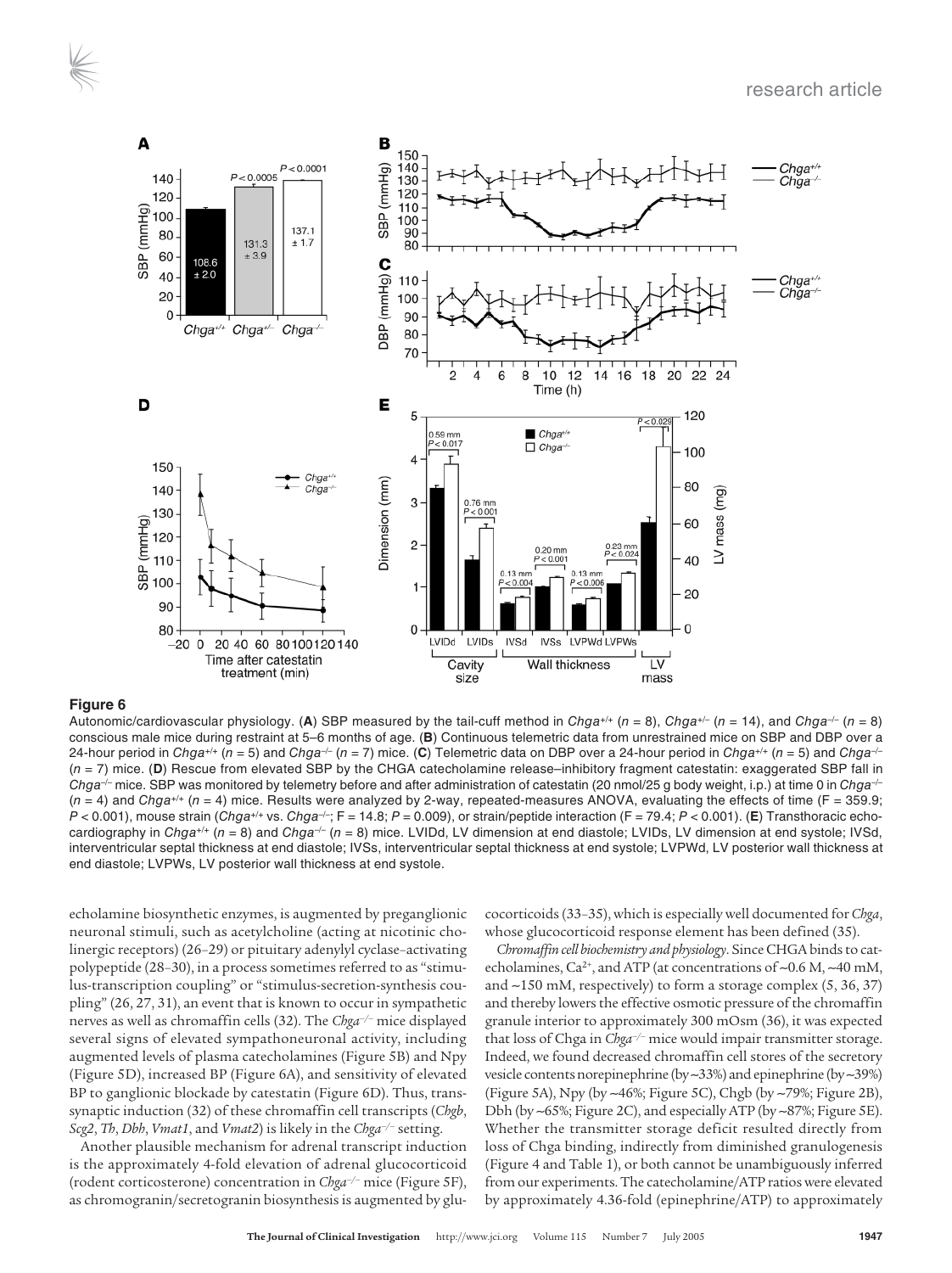**Figure 6**

Autonomic/cardiovascular physiology. (**A**) SBP measured by the tail-cuff method in *Chga*$^{+/+}$ ($n = 8$), *Chga*$^{+/-}$ ($n = 14$), and *Chga*$^{-/-}$ ($n = 8$) conscious male mice during restraint at 5–6 months of age. (**B**) Continuous telemetric data from unrestrained mice on SBP and DBP over a 24-hour period in *Chga*$^{+/+}$ ($n = 5$) and *Chga*$^{-/-}$ ($n = 7$) mice. (**C**) Telemetric data on DBP over a 24-hour period in *Chga*$^{+/+}$ ($n = 5$) and *Chga*$^{-/-}$ ($n = 7$) mice. (**D**) Rescue from elevated SBP by the CHGA catecholamine release–inhibitory fragment catestatin: exaggerated SBP fall in *Chga*$^{-/-}$ mice. SBP was monitored by telemetry before and after administration of catestatin (20 nmol/25 g body weight, i.p.) at time 0 in *Chga*$^{-/-}$ ($n = 4$) and *Chga*$^{+/+}$ ($n = 4$) mice. Results were analyzed by 2-way, repeated-measures ANOVA, evaluating the effects of time ($F = 359.9$; $P < 0.001$), mouse strain (*Chga*$^{+/+}$ vs. *Chga*$^{-/-}$; $F = 14.8$; $P = 0.009$), or strain/peptide interaction ($F = 79.4$; $P < 0.001$). (**E**) Transthoracic echocardiography in *Chga*$^{+/+}$ ($n = 8$) and *Chga*$^{-/-}$ ($n = 8$) mice. LVIDd, LV dimension at end diastole; LVIDs, LV dimension at end systole; IVSd, interventricular septal thickness at end diastole; IVSs, interventricular septal thickness at end systole; LVPWd, LV posterior wall thickness at end diastole; LVPWs, LV posterior wall thickness at end systole.

echolamine biosynthetic enzymes, is augmented by preganglionic neuronal stimuli, such as acetylcholine (acting at nicotinic cholinergic receptors) (26–29) or pituitary adenylyl cyclase–activating polypeptide (28–30), in a process sometimes referred to as "stimulus-transcription coupling" or "stimulus-secretion-synthesis coupling" (26, 27, 31), an event that is known to occur in sympathetic nerves as well as chromaffin cells (32). The *Chga*$^{-/-}$ mice displayed several signs of elevated sympathoneuronal activity, including augmented levels of plasma catecholamines (Figure 5B) and Npy (Figure 5D), increased BP (Figure 6A), and sensitivity of elevated BP to ganglionic blockade by catestatin (Figure 6D). Thus, trans-synaptic induction (32) of these chromaffin cell transcripts (*Chgb*, *Scg2*, *Th*, *Dbh*, *Vmat1*, and *Vmat2*) is likely in the *Chga*$^{-/-}$ setting.

Another plausible mechanism for adrenal transcript induction is the approximately 4-fold elevation of adrenal glucocorticoid (rodent corticosterone) concentration in *Chga*$^{-/-}$ mice (Figure 5F), as chromogranin/secretogranin biosynthesis is augmented by glucocorticoids (33–35), which is especially well documented for *Chga*, whose glucocorticoid response element has been defined (35).

*Chromaffin cell biochemistry and physiology*. Since CHGA binds to catecholamines, $Ca^{2+}$, and ATP (at concentrations of ~0.6 M, ~40 mM, and ~150 mM, respectively) to form a storage complex (5, 36, 37) and thereby lowers the effective osmotic pressure of the chromaffin granule interior to approximately 300 mOsm (36), it was expected that loss of Chga in *Chga*$^{-/-}$ mice would impair transmitter storage. Indeed, we found decreased chromaffin cell stores of the secretory vesicle contents norepinephrine (by ~33%) and epinephrine (by ~39%) (Figure 5A), Npy (by ~46%; Figure 5C), Chgb (by ~79%; Figure 2B), Dbh (by ~65%; Figure 2C), and especially ATP (by ~87%; Figure 5E). Whether the transmitter storage deficit resulted directly from loss of Chga binding, indirectly from diminished granulogenesis (Figure 4 and Table 1), or both cannot be unambiguously inferred from our experiments. The catecholamine/ATP ratios were elevated by approximately 4.36-fold (epinephrine/ATP) to approximately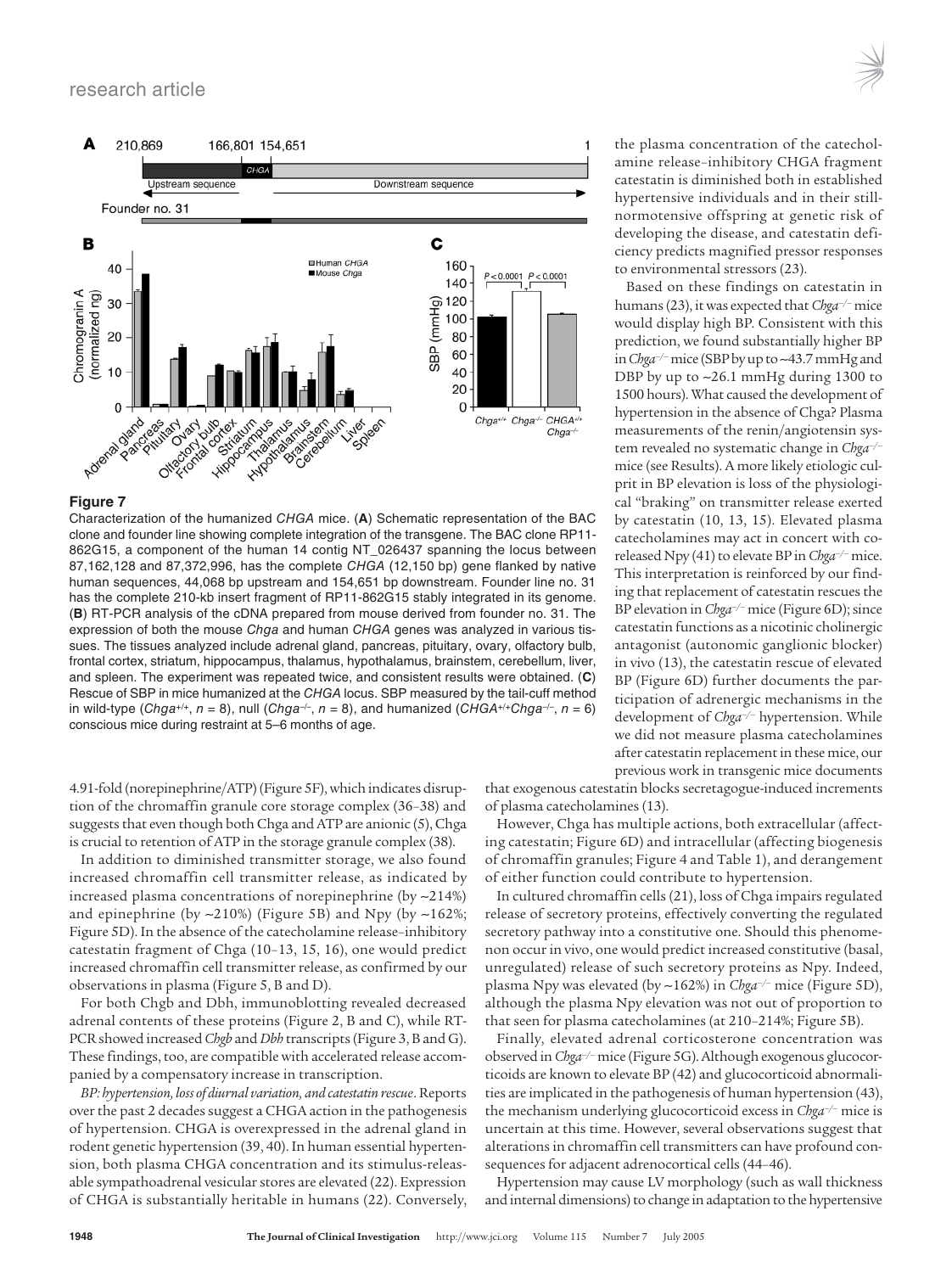**Figure 7**

Characterization of the humanized *CHGA* mice. (**A**) Schematic representation of the BAC clone and founder line showing complete integration of the transgene. The BAC clone RP11-862G15, a component of the human 14 contig NT_026437 spanning the locus between 87,162,128 and 87,372,996, has the complete *CHGA* (12,150 bp) gene flanked by native human sequences, 44,068 bp upstream and 154,651 bp downstream. Founder line no. 31 has the complete 210-kb insert fragment of RP11-862G15 stably integrated in its genome. (**B**) RT-PCR analysis of the cDNA prepared from mouse derived from founder no. 31. The expression of both the mouse *Chga* and human *CHGA* genes was analyzed in various tissues. The tissues analyzed include adrenal gland, pancreas, pituitary, ovary, olfactory bulb, frontal cortex, striatum, hippocampus, thalamus, hypothalamus, brainstem, cerebellum, liver, and spleen. The experiment was repeated twice, and consistent results were obtained. (**C**) Rescue of SBP in mice humanized at the *CHGA* locus. SBP measured by the tail-cuff method in wild-type ($Chga^{+/+}$, $n = 8$), null ($Chga^{-/-}$, $n = 8$), and humanized ($CHGA^{+/+}Chga^{-/-}$, $n = 6$) conscious mice during restraint at 5–6 months of age.

4.91-fold (norepinephrine/ATP) (Figure 5F), which indicates disruption of the chromaffin granule core storage complex (36–38) and suggests that even though both Chga and ATP are anionic (5), Chga is crucial to retention of ATP in the storage granule complex (38).

In addition to diminished transmitter storage, we also found increased chromaffin cell transmitter release, as indicated by increased plasma concentrations of norepinephrine (by ~214%) and epinephrine (by ~210%) (Figure 5B) and Npy (by ~162%; Figure 5D). In the absence of the catecholamine release–inhibitory catestatin fragment of Chga (10–13, 15, 16), one would predict increased chromaffin cell transmitter release, as confirmed by our observations in plasma (Figure 5, B and D).

For both Chgb and Dbh, immunoblotting revealed decreased adrenal contents of these proteins (Figure 2, B and C), while RT-PCR showed increased *Chgb* and *Dbh* transcripts (Figure 3, B and G). These findings, too, are compatible with accelerated release accompanied by a compensatory increase in transcription.

*BP: hypertension, loss of diurnal variation, and catestatin rescue.* Reports over the past 2 decades suggest a CHGA action in the pathogenesis of hypertension. CHGA is overexpressed in the adrenal gland in rodent genetic hypertension (39, 40). In human essential hypertension, both plasma CHGA concentration and its stimulus-releasable sympathoadrenal vesicular stores are elevated (22). Expression of CHGA is substantially heritable in humans (22). Conversely, the plasma concentration of the catecholamine release–inhibitory CHGA fragment catestatin is diminished both in established hypertensive individuals and in their still-normotensive offspring at genetic risk of developing the disease, and catestatin deficiency predicts magnified pressor responses to environmental stressors (23).

Based on these findings on catestatin in humans (23), it was expected that *Chga*$^{-/-}$ mice would display high BP. Consistent with this prediction, we found substantially higher BP in *Chga*$^{-/-}$ mice (SBP by up to ~43.7 mmHg and DBP by up to ~26.1 mmHg during 1300 to 1500 hours). What caused the development of hypertension in the absence of Chga? Plasma measurements of the renin/angiotensin system revealed no systematic change in *Chga*$^{-/-}$ mice (see Results). A more likely etiologic culprit in BP elevation is loss of the physiological "braking" on transmitter release exerted by catestatin (10, 13, 15). Elevated plasma catecholamines may act in concert with co-released Npy (41) to elevate BP in *Chga*$^{-/-}$ mice. This interpretation is reinforced by our finding that replacement of catestatin rescues the BP elevation in *Chga*$^{-/-}$ mice (Figure 6D); since catestatin functions as a nicotinic cholinergic antagonist (autonomic ganglionic blocker) in vivo (13), the catestatin rescue of elevated BP (Figure 6D) further documents the participation of adrenergic mechanisms in the development of *Chga*$^{-/-}$ hypertension. While we did not measure plasma catecholamines after catestatin replacement in these mice, our previous work in transgenic mice documents that exogenous catestatin blocks secretagogue-induced increments of plasma catecholamines (13).

However, Chga has multiple actions, both extracellular (affecting catestatin; Figure 6D) and intracellular (affecting biogenesis of chromaffin granules; Figure 4 and Table 1), and derangement of either function could contribute to hypertension.

In cultured chromaffin cells (21), loss of Chga impairs regulated release of secretory proteins, effectively converting the regulated secretory pathway into a constitutive one. Should this phenomenon occur in vivo, one would predict increased constitutive (basal, unregulated) release of such secretory proteins as Npy. Indeed, plasma Npy was elevated (by ~162%) in *Chga*$^{-/-}$ mice (Figure 5D), although the plasma Npy elevation was not out of proportion to that seen for plasma catecholamines (at 210–214%; Figure 5B).

Finally, elevated adrenal corticosterone concentration was observed in *Chga*$^{-/-}$ mice (Figure 5G). Although exogenous glucocorticoids are known to elevate BP (42) and glucocorticoid abnormalities are implicated in the pathogenesis of human hypertension (43), the mechanism underlying glucocorticoid excess in *Chga*$^{-/-}$ mice is uncertain at this time. However, several observations suggest that alterations in chromaffin cell transmitters can have profound consequences for adjacent adrenocortical cells (44–46).

Hypertension may cause LV morphology (such as wall thickness and internal dimensions) to change in adaptation to the hypertensive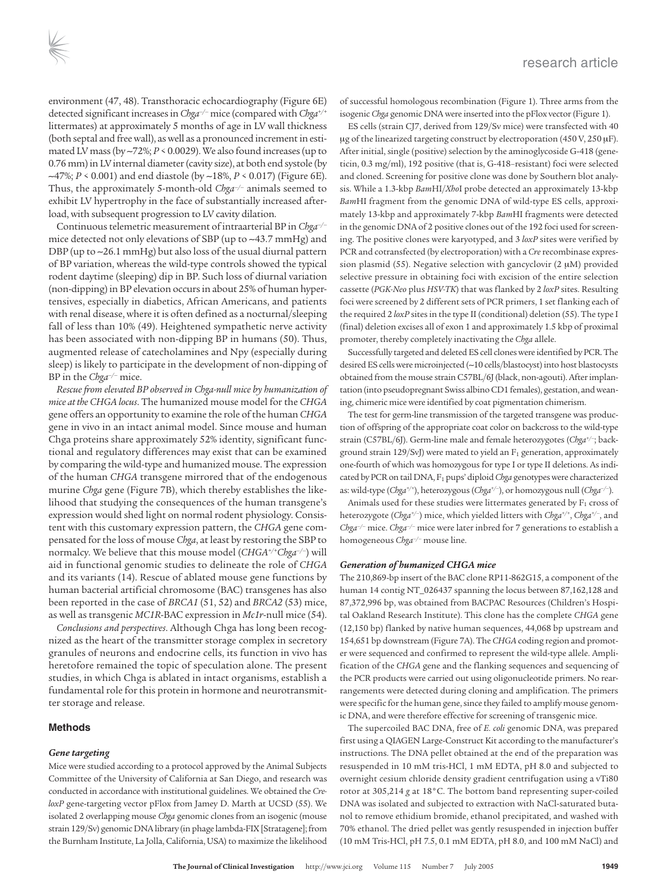environment (47, 48). Transthoracic echocardiography (Figure 6E) detected significant increases in *Chga*$^{-/-}$ mice (compared with *Chga*$^{+/+}$ littermates) at approximately 5 months of age in LV wall thickness (both septal and free wall), as well as a pronounced increment in estimated LV mass (by ~72%; $P < 0.0029$). We also found increases (up to 0.76 mm) in LV internal diameter (cavity size), at both end systole (by ~47%; $P < 0.001$) and end diastole (by ~18%, $P < 0.017$) (Figure 6E). Thus, the approximately 5-month-old *Chga*$^{-/-}$ animals seemed to exhibit LV hypertrophy in the face of substantially increased afterload, with subsequent progression to LV cavity dilation.

Continuous telemetric measurement of intraarterial BP in *Chga*$^{-/-}$ mice detected not only elevations of SBP (up to ~43.7 mmHg) and DBP (up to ~26.1 mmHg) but also loss of the usual diurnal pattern of BP variation, whereas the wild-type controls showed the typical rodent daytime (sleeping) dip in BP. Such loss of diurnal variation (non-dipping) in BP elevation occurs in about 25% of human hypertensives, especially in diabetics, African Americans, and patients with renal disease, where it is often defined as a nocturnal/sleeping fall of less than 10% (49). Heightened sympathetic nerve activity has been associated with non-dipping BP in humans (50). Thus, augmented release of catecholamines and Npy (especially during sleep) is likely to participate in the development of non-dipping of BP in the *Chga*$^{-/-}$ mice.

*Rescue from elevated BP observed in Chga-null mice by humanization of mice at the CHGA locus*. The humanized mouse model for the *CHGA* gene offers an opportunity to examine the role of the human *CHGA* gene in vivo in an intact animal model. Since mouse and human Chga proteins share approximately 52% identity, significant functional and regulatory differences may exist that can be examined by comparing the wild-type and humanized mouse. The expression of the human *CHGA* transgene mirrored that of the endogenous murine *Chga* gene (Figure 7B), which thereby establishes the likelihood that studying the consequences of the human transgene's expression would shed light on normal rodent physiology. Consistent with this customary expression pattern, the *CHGA* gene compensated for the loss of mouse *Chga*, at least by restoring the SBP to normalcy. We believe that this mouse model (*CHGA*$^{+/+}$*Chga*$^{-/-}$) will aid in functional genomic studies to delineate the role of *CHGA* and its variants (14). Rescue of ablated mouse gene functions by human bacterial artificial chromosome (BAC) transgenes has also been reported in the case of *BRCA1* (51, 52) and *BRCA2* (53) mice, as well as transgenic *MC1R*-BAC expression in *Mc1r*-null mice (54).

*Conclusions and perspectives*. Although Chga has long been recognized as the heart of the transmitter storage complex in secretory granules of neurons and endocrine cells, its function in vivo has heretofore remained the topic of speculation alone. The present studies, in which Chga is ablated in intact organisms, establish a fundamental role for this protein in hormone and neurotransmitter storage and release.

## Methods

### Gene targeting

Mice were studied according to a protocol approved by the Animal Subjects Committee of the University of California at San Diego, and research was conducted in accordance with institutional guidelines. We obtained the *Cre-loxP* gene-targeting vector pFlox from Jamey D. Marth at UCSD (55). We isolated 2 overlapping mouse *Chga* genomic clones from an isogenic (mouse strain 129/Sv) genomic DNA library (in phage lambda-FIX [Stratagene]; from the Burnham Institute, La Jolla, California, USA) to maximize the likelihood of successful homologous recombination (Figure 1). Three arms from the isogenic *Chga* genomic DNA were inserted into the pFlox vector (Figure 1).

ES cells (strain CJ7, derived from 129/Sv mice) were transfected with 40 μg of the linearized targeting construct by electroporation (450 V, 250 μF). After initial, single (positive) selection by the aminoglycoside G-418 (geneticin, 0.3 mg/ml), 192 positive (that is, G-418–resistant) foci were selected and cloned. Screening for positive clone was done by Southern blot analysis. While a 1.3-kbp *Bam*HI/*Xho*I probe detected an approximately 13-kbp *Bam*HI fragment from the genomic DNA of wild-type ES cells, approximately 13-kbp and approximately 7-kbp *Bam*HI fragments were detected in the genomic DNA of 2 positive clones out of the 192 foci used for screening. The positive clones were karyotyped, and 3 *loxP* sites were verified by PCR and cotransfected (by electroporation) with a *Cre* recombinase expression plasmid (55). Negative selection with gancyclovir (2 μM) provided selective pressure in obtaining foci with excision of the entire selection cassette (*PGK-Neo* plus *HSV-TK*) that was flanked by 2 *loxP* sites. Resulting foci were screened by 2 different sets of PCR primers, 1 set flanking each of the required 2 *loxP* sites in the type II (conditional) deletion (55). The type I (final) deletion excises all of exon 1 and approximately 1.5 kbp of proximal promoter, thereby completely inactivating the *Chga* allele.

Successfully targeted and deleted ES cell clones were identified by PCR. The desired ES cells were microinjected (~10 cells/blastocyst) into host blastocysts obtained from the mouse strain C57BL/6J (black, non-agouti). After implantation (into pseudopregnant Swiss albino CD1 females), gestation, and weaning, chimeric mice were identified by coat pigmentation chimerism.

The test for germ-line transmission of the targeted transgene was production of offspring of the appropriate coat color on backcross to the wild-type strain (C57BL/6J). Germ-line male and female heterozygotes (*Chga*$^{+/-}$; background strain 129/SvJ) were mated to yield an $F_1$ generation, approximately one-fourth of which was homozygous for type I or type II deletions. As indicated by PCR on tail DNA, $F_1$ pups' diploid *Chga* genotypes were characterized as: wild-type (*Chga*$^{+/+}$), heterozygous (*Chga*$^{+/-}$), or homozygous null (*Chga*$^{-/-}$).

Animals used for these studies were littermates generated by $F_1$ cross of heterozygote (*Chga*$^{+/-}$) mice, which yielded litters with *Chga*$^{+/+}$, *Chga*$^{+/-}$, and *Chga*$^{-/-}$ mice. *Chga*$^{-/-}$ mice were later inbred for 7 generations to establish a homogeneous *Chga*$^{-/-}$ mouse line.

### Generation of humanized CHGA mice

The 210,869-bp insert of the BAC clone RP11-862G15, a component of the human 14 contig NT_026437 spanning the locus between 87,162,128 and 87,372,996 bp, was obtained from BACPAC Resources (Children's Hospital Oakland Research Institute). This clone has the complete *CHGA* gene (12,150 bp) flanked by native human sequences, 44,068 bp upstream and 154,651 bp downstream (Figure 7A). The *CHGA* coding region and promoter were sequenced and confirmed to represent the wild-type allele. Amplification of the *CHGA* gene and the flanking sequences and sequencing of the PCR products were carried out using oligonucleotide primers. No rearrangements were detected during cloning and amplification. The primers were specific for the human gene, since they failed to amplify mouse genomic DNA, and were therefore effective for screening of transgenic mice.

The supercoiled BAC DNA, free of *E. coli* genomic DNA, was prepared first using a QIAGEN Large-Construct Kit according to the manufacturer's instructions. The DNA pellet obtained at the end of the preparation was resuspended in 10 mM tris-HCl, 1 mM EDTA, pH 8.0 and subjected to overnight cesium chloride density gradient centrifugation using a vTi80 rotor at 305,214 *g* at 18°C. The bottom band representing super-coiled DNA was isolated and subjected to extraction with NaCl-saturated butanol to remove ethidium bromide, ethanol precipitated, and washed with 70% ethanol. The dried pellet was gently resuspended in injection buffer (10 mM Tris-HCl, pH 7.5, 0.1 mM EDTA, pH 8.0, and 100 mM NaCl) and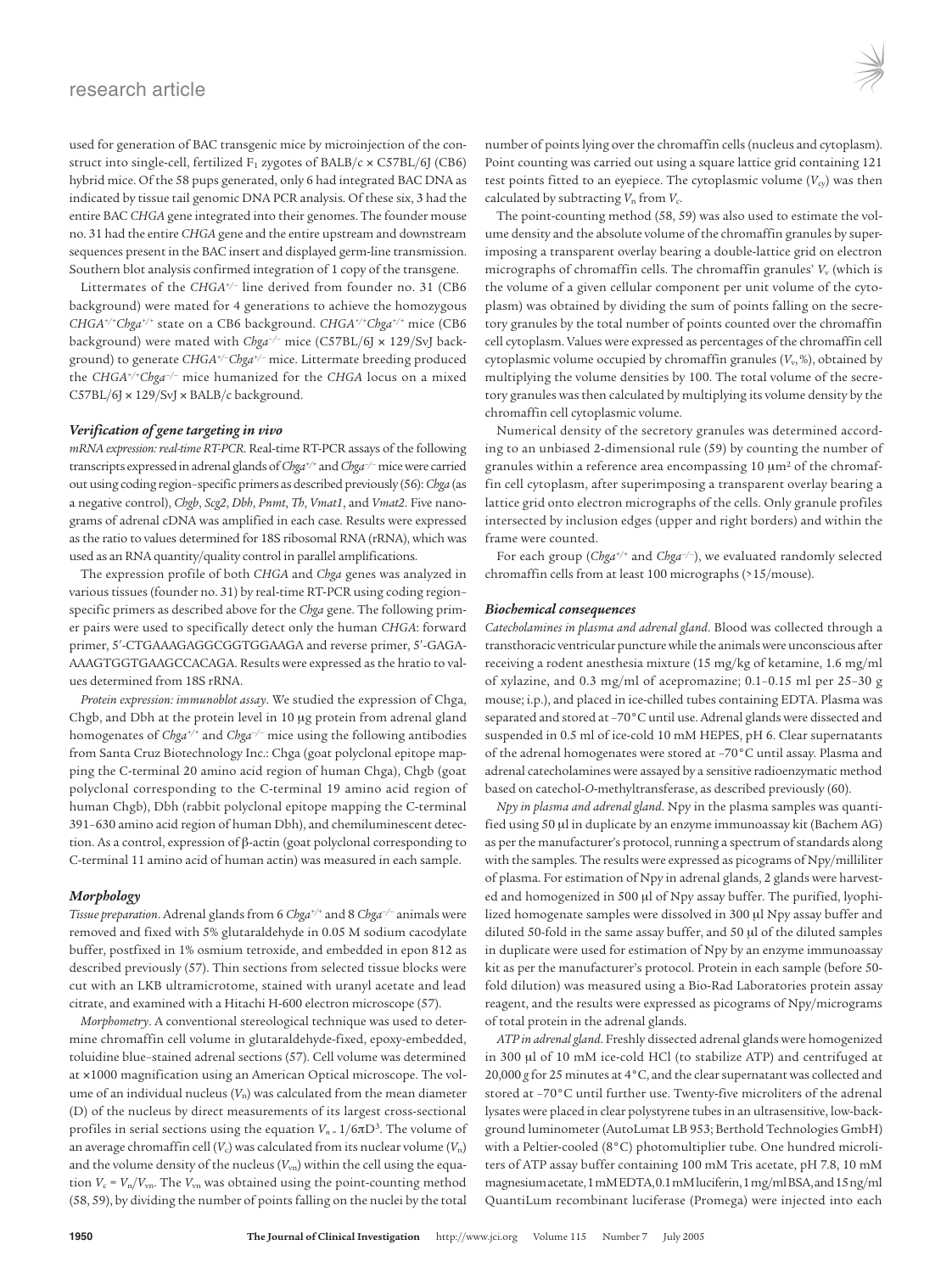used for generation of BAC transgenic mice by microinjection of the construct into single-cell, fertilized $F_1$ zygotes of BALB/c × C57BL/6J (CB6) hybrid mice. Of the 58 pups generated, only 6 had integrated BAC DNA as indicated by tissue tail genomic DNA PCR analysis. Of these six, 3 had the entire BAC *CHGA* gene integrated into their genomes. The founder mouse no. 31 had the entire *CHGA* gene and the entire upstream and downstream sequences present in the BAC insert and displayed germ-line transmission. Southern blot analysis confirmed integration of 1 copy of the transgene.

Littermates of the $CHGA^{+/-}$ line derived from founder no. 31 (CB6 background) were mated for 4 generations to achieve the homozygous $CHGA^{+/+}Chga^{+/+}$ state on a CB6 background. $CHGA^{+/+}Chga^{+/+}$ mice (CB6 background) were mated with $Chga^{-/-}$ mice (C57BL/6J × 129/SvJ background) to generate $CHGA^{+/-}Chga^{+/-}$ mice. Littermate breeding produced the $CHGA^{+/+}Chga^{-/-}$ mice humanized for the *CHGA* locus on a mixed C57BL/6J × 129/SvJ × BALB/c background.

### *Verification of gene targeting in vivo*

*mRNA expression: real-time RT-PCR.* Real-time RT-PCR assays of the following transcripts expressed in adrenal glands of $Chga^{+/+}$ and $Chga^{-/-}$ mice were carried out using coding region–specific primers as described previously (56): *Chga* (as a negative control), *Chgb*, *Scg2*, *Dbh*, *Pnmt*, *Th*, *Vmat1*, and *Vmat2*. Five nanograms of adrenal cDNA was amplified in each case. Results were expressed as the ratio to values determined for 18S ribosomal RNA (rRNA), which was used as an RNA quantity/quality control in parallel amplifications.

The expression profile of both *CHGA* and *Chga* genes was analyzed in various tissues (founder no. 31) by real-time RT-PCR using coding region–specific primers as described above for the *Chga* gene. The following primer pairs were used to specifically detect only the human *CHGA*: forward primer, 5′-CTGAAAGAGGCGGTGGAAGA and reverse primer, 5′-GAGA-AAAGTGGTGAAGCCACAGA. Results were expressed as the hratio to values determined from 18S rRNA.

*Protein expression: immunoblot assay.* We studied the expression of Chga, Chgb, and Dbh at the protein level in 10 μg protein from adrenal gland homogenates of $Chga^{+/+}$ and $Chga^{-/-}$ mice using the following antibodies from Santa Cruz Biotechnology Inc.: Chga (goat polyclonal epitope mapping the C-terminal 20 amino acid region of human Chga), Chgb (goat polyclonal corresponding to the C-terminal 19 amino acid region of human Chgb), Dbh (rabbit polyclonal epitope mapping the C-terminal 391–630 amino acid region of human Dbh), and chemiluminescent detection. As a control, expression of β-actin (goat polyclonal corresponding to C-terminal 11 amino acid of human actin) was measured in each sample.

### *Morphology*

*Tissue preparation.* Adrenal glands from 6 $Chga^{+/+}$ and 8 $Chga^{-/-}$ animals were removed and fixed with 5% glutaraldehyde in 0.05 M sodium cacodylate buffer, postfixed in 1% osmium tetroxide, and embedded in epon 812 as described previously (57). Thin sections from selected tissue blocks were cut with an LKB ultramicrotome, stained with uranyl acetate and lead citrate, and examined with a Hitachi H-600 electron microscope (57).

*Morphometry.* A conventional stereological technique was used to determine chromaffin cell volume in glutaraldehyde-fixed, epoxy-embedded, toluidine blue–stained adrenal sections (57). Cell volume was determined at ×1000 magnification using an American Optical microscope. The volume of an individual nucleus ($V_n$) was calculated from the mean diameter (D) of the nucleus by direct measurements of its largest cross-sectional profiles in serial sections using the equation $V_n = 1/6\pi D^3$. The volume of an average chromaffin cell ($V_c$) was calculated from its nuclear volume ($V_n$) and the volume density of the nucleus ($V_{vn}$) within the cell using the equation $V_c = V_n/V_{vn}$. The $V_{vn}$ was obtained using the point-counting method (58, 59), by dividing the number of points falling on the nuclei by the total number of points lying over the chromaffin cells (nucleus and cytoplasm). Point counting was carried out using a square lattice grid containing 121 test points fitted to an eyepiece. The cytoplasmic volume ($V_{cy}$) was then calculated by subtracting $V_n$ from $V_c$.

The point-counting method (58, 59) was also used to estimate the volume density and the absolute volume of the chromaffin granules by superimposing a transparent overlay bearing a double-lattice grid on electron micrographs of chromaffin cells. The chromaffin granules' $V_v$ (which is the volume of a given cellular component per unit volume of the cytoplasm) was obtained by dividing the sum of points falling on the secretory granules by the total number of points counted over the chromaffin cell cytoplasm. Values were expressed as percentages of the chromaffin cell cytoplasmic volume occupied by chromaffin granules ($V_v$,%), obtained by multiplying the volume densities by 100. The total volume of the secretory granules was then calculated by multiplying its volume density by the chromaffin cell cytoplasmic volume.

Numerical density of the secretory granules was determined according to an unbiased 2-dimensional rule (59) by counting the number of granules within a reference area encompassing 10 μm² of the chromaffin cell cytoplasm, after superimposing a transparent overlay bearing a lattice grid onto electron micrographs of the cells. Only granule profiles intersected by inclusion edges (upper and right borders) and within the frame were counted.

For each group ($Chga^{+/+}$ and $Chga^{-/-}$), we evaluated randomly selected chromaffin cells from at least 100 micrographs (>15/mouse).

### *Biochemical consequences*

*Catecholamines in plasma and adrenal gland.* Blood was collected through a transthoracic ventricular puncture while the animals were unconscious after receiving a rodent anesthesia mixture (15 mg/kg of ketamine, 1.6 mg/ml of xylazine, and 0.3 mg/ml of acepromazine; 0.1–0.15 ml per 25–30 g mouse; i.p.), and placed in ice-chilled tubes containing EDTA. Plasma was separated and stored at –70°C until use. Adrenal glands were dissected and suspended in 0.5 ml of ice-cold 10 mM HEPES, pH 6. Clear supernatants of the adrenal homogenates were stored at –70°C until assay. Plasma and adrenal catecholamines were assayed by a sensitive radioenzymatic method based on catechol-*O*-methyltransferase, as described previously (60).

*Npy in plasma and adrenal gland.* Npy in the plasma samples was quantified using 50 μl in duplicate by an enzyme immunoassay kit (Bachem AG) as per the manufacturer's protocol, running a spectrum of standards along with the samples. The results were expressed as picograms of Npy/milliliter of plasma. For estimation of Npy in adrenal glands, 2 glands were harvested and homogenized in 500 μl of Npy assay buffer. The purified, lyophilized homogenate samples were dissolved in 300 μl Npy assay buffer and diluted 50-fold in the same assay buffer, and 50 μl of the diluted samples in duplicate were used for estimation of Npy by an enzyme immunoassay kit as per the manufacturer's protocol. Protein in each sample (before 50-fold dilution) was measured using a Bio-Rad Laboratories protein assay reagent, and the results were expressed as picograms of Npy/micrograms of total protein in the adrenal glands.

*ATP in adrenal gland.* Freshly dissected adrenal glands were homogenized in 300 μl of 10 mM ice-cold HCl (to stabilize ATP) and centrifuged at 20,000 *g* for 25 minutes at 4°C, and the clear supernatant was collected and stored at –70°C until further use. Twenty-five microliters of the adrenal lysates were placed in clear polystyrene tubes in an ultrasensitive, low-background luminometer (AutoLumat LB 953; Berthold Technologies GmbH) with a Peltier-cooled (8°C) photomultiplier tube. One hundred microliters of ATP assay buffer containing 100 mM Tris acetate, pH 7.8, 10 mM magnesium acetate, 1 mM EDTA, 0.1 mM luciferin, 1 mg/ml BSA, and 15 ng/ml QuantiLum recombinant luciferase (Promega) were injected into each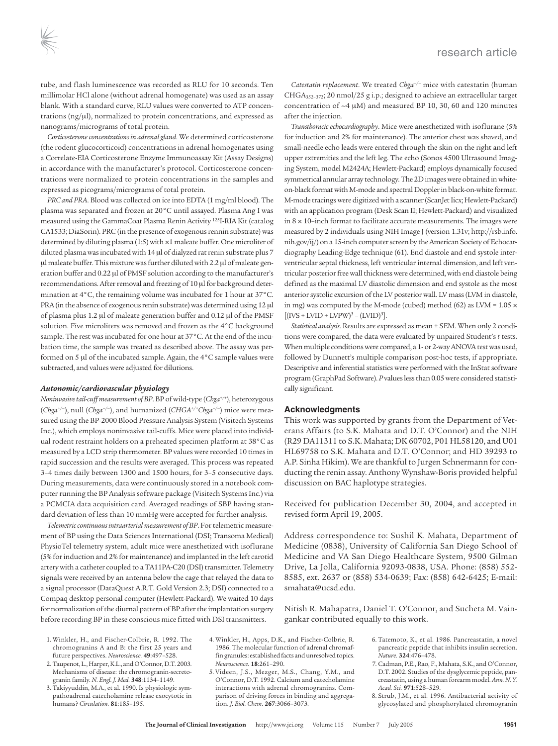tube, and flash luminescence was recorded as RLU for 10 seconds. Ten millimolar HCl alone (without adrenal homogenate) was used as an assay blank. With a standard curve, RLU values were converted to ATP concentrations (ng/μl), normalized to protein concentrations, and expressed as nanograms/micrograms of total protein.

*Corticosterone concentrations in adrenal gland.* We determined corticosterone (the rodent glucocorticoid) concentrations in adrenal homogenates using a Correlate-EIA Corticosterone Enzyme Immunoassay Kit (Assay Designs) in accordance with the manufacturer's protocol. Corticosterone concentrations were normalized to protein concentrations in the samples and expressed as picograms/micrograms of total protein.

*PRC and PRA.* Blood was collected on ice into EDTA (1 mg/ml blood). The plasma was separated and frozen at 20°C until assayed. Plasma Ang I was measured using the GammaCoat Plasma Renin Activity $^{125}$I-RIA Kit (catalog CA1533; DiaSorin). PRC (in the presence of exogenous rennin substrate) was determined by diluting plasma (1:5) with ×1 maleate buffer. One microliter of diluted plasma was incubated with 14 μl of dialyzed rat renin substrate plus 7 μl maleate buffer. This mixture was further diluted with 2.2 μl of maleate generation buffer and 0.22 μl of PMSF solution according to the manufacturer's recommendations. After removal and freezing of 10 μl for background determination at 4°C, the remaining volume was incubated for 1 hour at 37°C. PRA (in the absence of exogenous renin substrate) was determined using 12 μl of plasma plus 1.2 μl of maleate generation buffer and 0.12 μl of the PMSF solution. Five microliters was removed and frozen as the 4°C background sample. The rest was incubated for one hour at 37°C. At the end of the incubation time, the sample was treated as described above. The assay was performed on 5 μl of the incubated sample. Again, the 4°C sample values were subtracted, and values were adjusted for dilutions.

### *Autonomic/cardiovascular physiology*

*Noninvasive tail-cuff measurement of BP.* BP of wild-type (*Chga*$^{+/+}$), heterozygous (*Chga*$^{+/-}$), null (*Chga*$^{-/-}$), and humanized (*CHGA*$^{+/+}$*Chga*$^{-/-}$) mice were measured using the BP-2000 Blood Pressure Analysis System (Visitech Systems Inc.), which employs noninvasive tail-cuffs. Mice were placed into individual rodent restraint holders on a preheated specimen platform at 38°C as measured by a LCD strip thermometer. BP values were recorded 10 times in rapid succession and the results were averaged. This process was repeated 3–4 times daily between 1300 and 1500 hours, for 3–5 consecutive days. During measurements, data were continuously stored in a notebook computer running the BP Analysis software package (Visitech Systems Inc.) via a PCMCIA data acquisition card. Averaged readings of SBP having standard deviation of less than 10 mmHg were accepted for further analysis.

*Telemetric continuous intraarterial measurement of BP.* For telemetric measurement of BP using the Data Sciences International (DSI; Transoma Medical) PhysioTel telemetry system, adult mice were anesthetized with isoflurane (5% for induction and 2% for maintenance) and implanted in the left carotid artery with a catheter coupled to a TA11PA-C20 (DSI) transmitter. Telemetry signals were received by an antenna below the cage that relayed the data to a signal processor (DataQuest A.R.T. Gold Version 2.3; DSI) connected to a Compaq desktop personal computer (Hewlett-Packard). We waited 10 days for normalization of the diurnal pattern of BP after the implantation surgery before recording BP in these conscious mice fitted with DSI transmitters.

*Catestatin replacement.* We treated *Chga*$^{-/-}$ mice with catestatin (human $CHGA_{352-372}$; 20 nmol/25 g i.p.; designed to achieve an extracellular target concentration of ~4 μM) and measured BP 10, 30, 60 and 120 minutes after the injection.

*Transthoracic echocardiography.* Mice were anesthetized with isoflurane (5% for induction and 2% for maintenance). The anterior chest was shaved, and small-needle echo leads were entered through the skin on the right and left upper extremities and the left leg. The echo (Sonos 4500 Ultrasound Imaging System, model M2424A; Hewlett-Packard) employs dynamically focused symmetrical annular array technology. The 2D images were obtained in white-on-black format with M-mode and spectral Doppler in black-on-white format. M-mode tracings were digitized with a scanner (ScanJet IIcx; Hewlett-Packard) with an application program (Desk Scan II; Hewlett-Packard) and visualized in 8 × 10–inch format to facilitate accurate measurements. The images were measured by 2 individuals using NIH Image J (version 1.31v; http://rsb.info.nih.gov/ij/) on a 15-inch computer screen by the American Society of Echocardiography Leading-Edge technique (61). End diastole and end systole interventricular septal thickness, left ventricular internal dimension, and left ventricular posterior free wall thickness were determined, with end diastole being defined as the maximal LV diastolic dimension and end systole as the most anterior systolic excursion of the LV posterior wall. LV mass (LVM in diastole, in mg) was computed by the M-mode (cubed) method (62) as LVM = 1.05 × $[(IVS + LVID + LVPW)^3 - (LVID)^3]$.

*Statistical analysis.* Results are expressed as mean ± SEM. When only 2 conditions were compared, the data were evaluated by unpaired Student's *t* tests. When multiple conditions were compared, a 1- or 2-way ANOVA test was used, followed by Dunnett's multiple comparison post-hoc tests, if appropriate. Descriptive and inferential statistics were performed with the InStat software program (GraphPad Software). *P* values less than 0.05 were considered statistically significant.

## Acknowledgments

This work was supported by grants from the Department of Veterans Affairs (to S.K. Mahata and D.T. O'Connor) and the NIH (R29 DA11311 to S.K. Mahata; DK 60702, P01 HL58120, and U01 HL69758 to S.K. Mahata and D.T. O'Connor; and HD 39293 to A.P. Sinha Hikim). We are thankful to Jurgen Schnermann for conducting the renin assay. Anthony Wynshaw-Boris provided helpful discussion on BAC haplotype strategies.

Received for publication December 30, 2004, and accepted in revised form April 19, 2005.

Address correspondence to: Sushil K. Mahata, Department of Medicine (0838), University of California San Diego School of Medicine and VA San Diego Healthcare System, 9500 Gilman Drive, La Jolla, California 92093-0838, USA. Phone: (858) 552-8585, ext. 2637 or (858) 534-0639; Fax: (858) 642-6425; E-mail: smahata@ucsd.edu.

Nitish R. Mahapatra, Daniel T. O'Connor, and Sucheta M. Vaingankar contributed equally to this work.

1. Winkler, H., and Fischer-Colbrie, R. 1992. The chromogranins A and B: the first 25 years and future perspectives. *Neuroscience.* **49**:497–528.
2. Taupenot, L., Harper, K.L., and O'Connor, D.T. 2003. Mechanisms of disease: the chromogranin-secretogranin family. *N. Engl. J. Med.* **348**:1134–1149.
3. Takiyyuddin, M.A., et al. 1990. Is physiologic sympathoadrenal catecholamine release exocytotic in humans? *Circulation.* **81**:185–195.
4. Winkler, H., Apps, D.K., and Fischer-Colbrie, R. 1986. The molecular function of adrenal chromaffin granules: established facts and unresolved topics. *Neuroscience.* **18**:261–290.
5. Videen, J.S., Mezger, M.S., Chang, Y.M., and O'Connor, D.T. 1992. Calcium and catecholamine interactions with adrenal chromogranins. Comparison of driving forces in binding and aggregation. *J. Biol. Chem.* **267**:3066–3073.
6. Tatemoto, K., et al. 1986. Pancreastatin, a novel pancreatic peptide that inhibits insulin secretion. *Nature.* **324**:476–478.
7. Cadman, P.E., Rao, F., Mahata, S.K., and O'Connor, D.T. 2002. Studies of the dysglycemic peptide, pancreastatin, using a human forearm model. *Ann. N. Y. Acad. Sci.* **971**:528–529.
8. Strub, J.M., et al. 1996. Antibacterial activity of glycosylated and phosphorylated chromogranin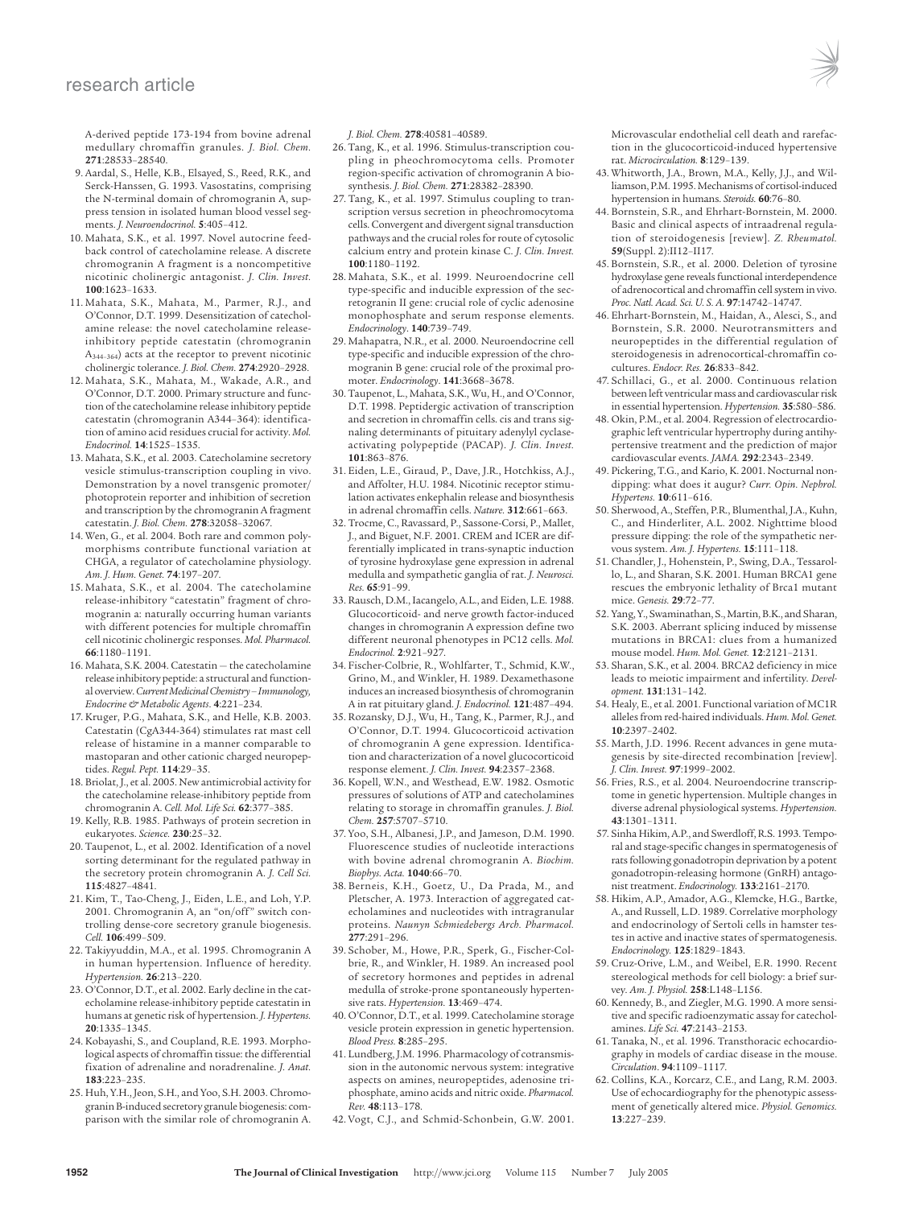A-derived peptide 173-194 from bovine adrenal medullary chromaffin granules. *J. Biol. Chem.* **271**:28533–28540.

9. Aardal, S., Helle, K.B., Elsayed, S., Reed, R.K., and Serck-Hanssen, G. 1993. Vasostatins, comprising the N-terminal domain of chromogranin A, suppress tension in isolated human blood vessel segments. *J. Neuroendocrinol.* **5**:405–412.
10. Mahata, S.K., et al. 1997. Novel autocrine feedback control of catecholamine release. A discrete chromogranin A fragment is a noncompetitive nicotinic cholinergic antagonist. *J. Clin. Invest.* **100**:1623–1633.
11. Mahata, S.K., Mahata, M., Parmer, R.J., and O'Connor, D.T. 1999. Desensitization of catecholamine release: the novel catecholamine release-inhibitory peptide catestatin (chromogranin $A_{344-364}$) acts at the receptor to prevent nicotinic cholinergic tolerance. *J. Biol. Chem.* **274**:2920–2928.
12. Mahata, S.K., Mahata, M., Wakade, A.R., and O'Connor, D.T. 2000. Primary structure and function of the catecholamine release inhibitory peptide catestatin (chromogranin A344–364): identification of amino acid residues crucial for activity. *Mol. Endocrinol.* **14**:1525–1535.
13. Mahata, S.K., et al. 2003. Catecholamine secretory vesicle stimulus-transcription coupling in vivo. Demonstration by a novel transgenic promoter/photoprotein reporter and inhibition of secretion and transcription by the chromogranin A fragment catestatin. *J. Biol. Chem.* **278**:32058–32067.
14. Wen, G., et al. 2004. Both rare and common polymorphisms contribute functional variation at CHGA, a regulator of catecholamine physiology. *Am. J. Hum. Genet.* **74**:197–207.
15. Mahata, S.K., et al. 2004. The catecholamine release-inhibitory "catestatin" fragment of chromogranin a: naturally occurring human variants with different potencies for multiple chromaffin cell nicotinic cholinergic responses. *Mol. Pharmacol.* **66**:1180–1191.
16. Mahata, S.K. 2004. Catestatin — the catecholamine release inhibitory peptide: a structural and functional overview. *Current Medicinal Chemistry – Immunology, Endocrine & Metabolic Agents.* **4**:221–234.
17. Kruger, P.G., Mahata, S.K., and Helle, K.B. 2003. Catestatin (CgA344-364) stimulates rat mast cell release of histamine in a manner comparable to mastoparan and other cationic charged neuropeptides. *Regul. Pept.* **114**:29–35.
18. Briolat, J., et al. 2005. New antimicrobial activity for the catecholamine release-inhibitory peptide from chromogranin A. *Cell. Mol. Life Sci.* **62**:377–385.
19. Kelly, R.B. 1985. Pathways of protein secretion in eukaryotes. *Science.* **230**:25–32.
20. Taupenot, L., et al. 2002. Identification of a novel sorting determinant for the regulated pathway in the secretory protein chromogranin A. *J. Cell Sci.* **115**:4827–4841.
21. Kim, T., Tao-Cheng, J., Eiden, L.E., and Loh, Y.P. 2001. Chromogranin A, an "on/off" switch controlling dense-core secretory granule biogenesis. *Cell.* **106**:499–509.
22. Takiyyuddin, M.A., et al. 1995. Chromogranin A in human hypertension. Influence of heredity. *Hypertension.* **26**:213–220.
23. O'Connor, D.T., et al. 2002. Early decline in the catecholamine release-inhibitory peptide catestatin in humans at genetic risk of hypertension. *J. Hypertens.* **20**:1335–1345.
24. Kobayashi, S., and Coupland, R.E. 1993. Morphological aspects of chromaffin tissue: the differential fixation of adrenaline and noradrenaline. *J. Anat.* **183**:223–235.
25. Huh, Y.H., Jeon, S.H., and Yoo, S.H. 2003. Chromogranin B-induced secretory granule biogenesis: comparison with the similar role of chromogranin A. *J. Biol. Chem.* **278**:40581–40589.
26. Tang, K., et al. 1996. Stimulus-transcription coupling in pheochromocytoma cells. Promoter region-specific activation of chromogranin A biosynthesis. *J. Biol. Chem.* **271**:28382–28390.
27. Tang, K., et al. 1997. Stimulus coupling to transcription versus secretion in pheochromocytoma cells. Convergent and divergent signal transduction pathways and the crucial roles for route of cytosolic calcium entry and protein kinase C. *J. Clin. Invest.* **100**:1180–1192.
28. Mahata, S.K., et al. 1999. Neuroendocrine cell type-specific and inducible expression of the secretogranin II gene: crucial role of cyclic adenosine monophosphate and serum response elements. *Endocrinology.* **140**:739–749.
29. Mahapatra, N.R., et al. 2000. Neuroendocrine cell type-specific and inducible expression of the chromogranin B gene: crucial role of the proximal promoter. *Endocrinology.* **141**:3668–3678.
30. Taupenot, L., Mahata, S.K., Wu, H., and O'Connor, D.T. 1998. Peptidergic activation of transcription and secretion in chromaffin cells. cis and trans signaling determinants of pituitary adenylyl cyclase-activating polypeptide (PACAP). *J. Clin. Invest.* **101**:863–876.
31. Eiden, L.E., Giraud, P., Dave, J.R., Hotchkiss, A.J., and Affolter, H.U. 1984. Nicotinic receptor stimulation activates enkephalin release and biosynthesis in adrenal chromaffin cells. *Nature.* **312**:661–663.
32. Trocme, C., Ravassard, P., Sassone-Corsi, P., Mallet, J., and Biguet, N.F. 2001. CREM and ICER are differentially implicated in trans-synaptic induction of tyrosine hydroxylase gene expression in adrenal medulla and sympathetic ganglia of rat. *J. Neurosci. Res.* **65**:91–99.
33. Rausch, D.M., Iacangelo, A.L., and Eiden, L.E. 1988. Glucocorticoid- and nerve growth factor-induced changes in chromogranin A expression define two different neuronal phenotypes in PC12 cells. *Mol. Endocrinol.* **2**:921–927.
34. Fischer-Colbrie, R., Wohlfarter, T., Schmid, K.W., Grino, M., and Winkler, H. 1989. Dexamethasone induces an increased biosynthesis of chromogranin A in rat pituitary gland. *J. Endocrinol.* **121**:487–494.
35. Rozansky, D.J., Wu, H., Tang, K., Parmer, R.J., and O'Connor, D.T. 1994. Glucocorticoid activation of chromogranin A gene expression. Identification and characterization of a novel glucocorticoid response element. *J. Clin. Invest.* **94**:2357–2368.
36. Kopell, W.N., and Westhead, E.W. 1982. Osmotic pressures of solutions of ATP and catecholamines relating to storage in chromaffin granules. *J. Biol. Chem.* **257**:5707–5710.
37. Yoo, S.H., Albanesi, J.P., and Jameson, D.M. 1990. Fluorescence studies of nucleotide interactions with bovine adrenal chromogranin A. *Biochim. Biophys. Acta.* **1040**:66–70.
38. Berneis, K.H., Goetz, U., Da Prada, M., and Pletscher, A. 1973. Interaction of aggregated catecholamines and nucleotides with intragranular proteins. *Naunyn Schmiedebergs Arch. Pharmacol.* **277**:291–296.
39. Schober, M., Howe, P.R., Sperk, G., Fischer-Colbrie, R., and Winkler, H. 1989. An increased pool of secretory hormones and peptides in adrenal medulla of stroke-prone spontaneously hypertensive rats. *Hypertension.* **13**:469–474.
40. O'Connor, D.T., et al. 1999. Catecholamine storage vesicle protein expression in genetic hypertension. *Blood Press.* **8**:285–295.
41. Lundberg, J.M. 1996. Pharmacology of cotransmission in the autonomic nervous system: integrative aspects on amines, neuropeptides, adenosine triphosphate, amino acids and nitric oxide. *Pharmacol. Rev.* **48**:113–178.
42. Vogt, C.J., and Schmid-Schonbein, G.W. 2001. Microvascular endothelial cell death and rarefaction in the glucocorticoid-induced hypertensive rat. *Microcirculation.* **8**:129–139.
43. Whitworth, J.A., Brown, M.A., Kelly, J.J., and Williamson, P.M. 1995. Mechanisms of cortisol-induced hypertension in humans. *Steroids.* **60**:76–80.
44. Bornstein, S.R., and Ehrhart-Bornstein, M. 2000. Basic and clinical aspects of intraadrenal regulation of steroidogenesis [review]. *Z. Rheumatol.* **59**(Suppl. 2):II12–II17.
45. Bornstein, S.R., et al. 2000. Deletion of tyrosine hydroxylase gene reveals functional interdependence of adrenocortical and chromaffin cell system in vivo. *Proc. Natl. Acad. Sci. U. S. A.* **97**:14742–14747.
46. Ehrhart-Bornstein, M., Haidan, A., Alesci, S., and Bornstein, S.R. 2000. Neurotransmitters and neuropeptides in the differential regulation of steroidogenesis in adrenocortical-chromaffin co-cultures. *Endocr. Res.* **26**:833–842.
47. Schillaci, G., et al. 2000. Continuous relation between left ventricular mass and cardiovascular risk in essential hypertension. *Hypertension.* **35**:580–586.
48. Okin, P.M., et al. 2004. Regression of electrocardiographic left ventricular hypertrophy during antihypertensive treatment and the prediction of major cardiovascular events. *JAMA.* **292**:2343–2349.
49. Pickering, T.G., and Kario, K. 2001. Nocturnal non-dipping: what does it augur? *Curr. Opin. Nephrol. Hypertens.* **10**:611–616.
50. Sherwood, A., Steffen, P.R., Blumenthal, J.A., Kuhn, C., and Hinderliter, A.L. 2002. Nighttime blood pressure dipping: the role of the sympathetic nervous system. *Am. J. Hypertens.* **15**:111–118.
51. Chandler, J., Hohenstein, P., Swing, D.A., Tessarollo, L., and Sharan, S.K. 2001. Human BRCA1 gene rescues the embryonic lethality of Brca1 mutant mice. *Genesis.* **29**:72–77.
52. Yang, Y., Swaminathan, S., Martin, B.K., and Sharan, S.K. 2003. Aberrant splicing induced by missense mutations in BRCA1: clues from a humanized mouse model. *Hum. Mol. Genet.* **12**:2121–2131.
53. Sharan, S.K., et al. 2004. BRCA2 deficiency in mice leads to meiotic impairment and infertility. *Development.* **131**:131–142.
54. Healy, E., et al. 2001. Functional variation of MC1R alleles from red-haired individuals. *Hum. Mol. Genet.* **10**:2397–2402.
55. Marth, J.D. 1996. Recent advances in gene mutagenesis by site-directed recombination [review]. *J. Clin. Invest.* **97**:1999–2002.
56. Fries, R.S., et al. 2004. Neuroendocrine transcriptome in genetic hypertension. Multiple changes in diverse adrenal physiological systems. *Hypertension.* **43**:1301–1311.
57. Sinha Hikim, A.P., and Swerdloff, R.S. 1993. Temporal and stage-specific changes in spermatogenesis of rats following gonadotropin deprivation by a potent gonadotropin-releasing hormone (GnRH) antagonist treatment. *Endocrinology.* **133**:2161–2170.
58. Hikim, A.P., Amador, A.G., Klemcke, H.G., Bartke, A., and Russell, L.D. 1989. Correlative morphology and endocrinology of Sertoli cells in hamster testes in active and inactive states of spermatogenesis. *Endocrinology.* **125**:1829–1843.
59. Cruz-Orive, L.M., and Weibel, E.R. 1990. Recent stereological methods for cell biology: a brief survey. *Am. J. Physiol.* **258**:L148–L156.
60. Kennedy, B., and Ziegler, M.G. 1990. A more sensitive and specific radioenzymatic assay for catecholamines. *Life Sci.* **47**:2143–2153.
61. Tanaka, N., et al. 1996. Transthoracic echocardiography in models of cardiac disease in the mouse. *Circulation.* **94**:1109–1117.
62. Collins, K.A., Korcarz, C.E., and Lang, R.M. 2003. Use of echocardiography for the phenotypic assessment of genetically altered mice. *Physiol. Genomics.* **13**:227–239.